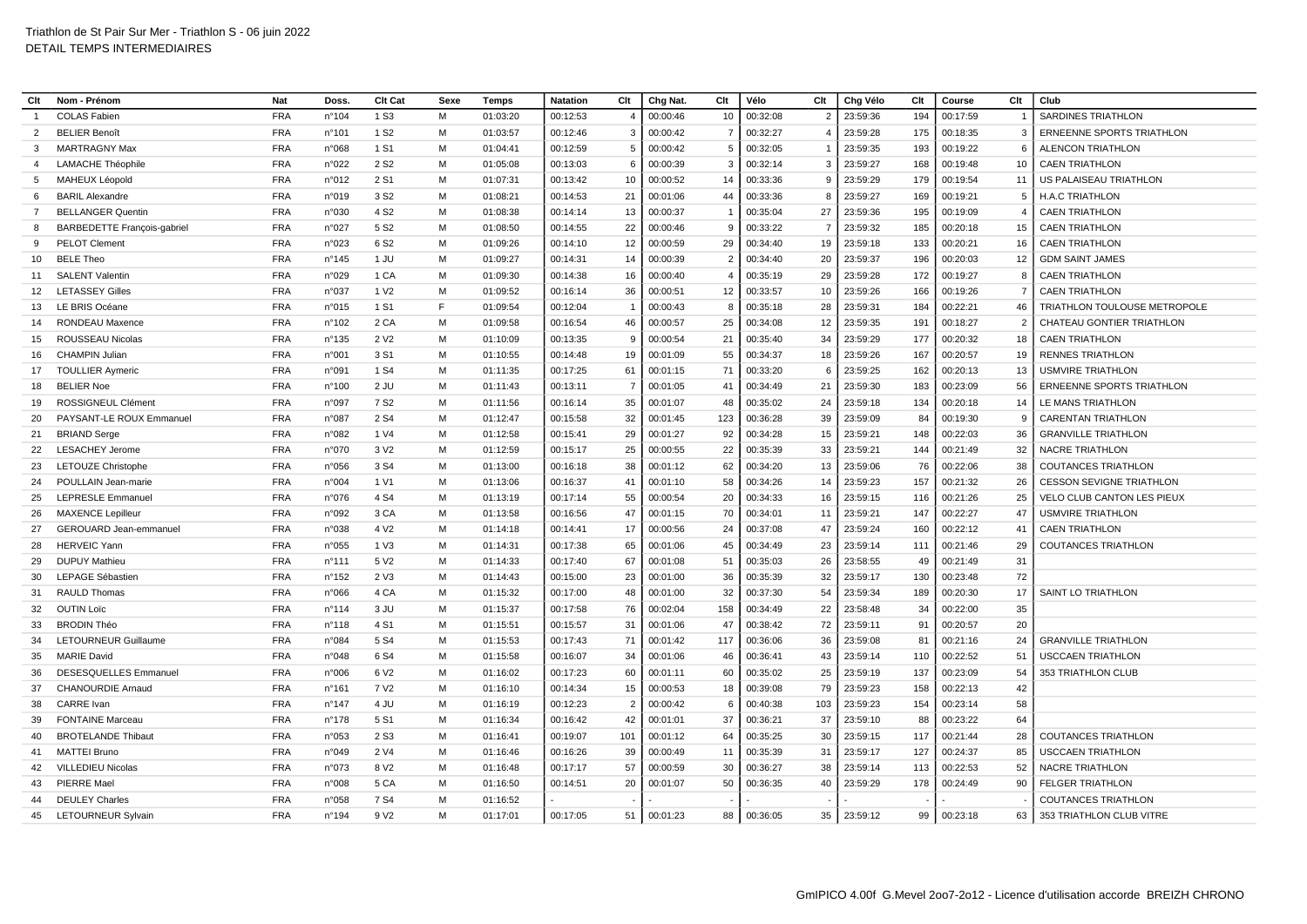Triathlon de St Pair Sur Mer - Triathlon S - 06 juin 2022
DETAIL TEMPS INTERMEDIAIRES

| Clt | Nom - Prénom | Nat | Doss. | Clt Cat | Sexe | Temps | Natation | Clt | Chg Nat. | Clt | Vélo | Clt | Chg Vélo | Clt | Course | Clt | Club |
|---|---|---|---|---|---|---|---|---|---|---|---|---|---|---|---|---|---|
| 1 | COLAS Fabien | FRA | n°104 | 1 S3 | M | 01:03:20 | 00:12:53 | 4 | 00:00:46 | 10 | 00:32:08 | 2 | 23:59:36 | 194 | 00:17:59 | 1 | SARDINES TRIATHLON |
| 2 | BELIER Benoît | FRA | n°101 | 1 S2 | M | 01:03:57 | 00:12:46 | 3 | 00:00:42 | 7 | 00:32:27 | 4 | 23:59:28 | 175 | 00:18:35 | 3 | ERNEENNE SPORTS TRIATHLON |
| 3 | MARTRAGNY Max | FRA | n°068 | 1 S1 | M | 01:04:41 | 00:12:59 | 5 | 00:00:42 | 5 | 00:32:05 | 1 | 23:59:35 | 193 | 00:19:22 | 6 | ALENCON TRIATHLON |
| 4 | LAMACHE Théophile | FRA | n°022 | 2 S2 | M | 01:05:08 | 00:13:03 | 6 | 00:00:39 | 3 | 00:32:14 | 3 | 23:59:27 | 168 | 00:19:48 | 10 | CAEN TRIATHLON |
| 5 | MAHEUX Léopold | FRA | n°012 | 2 S1 | M | 01:07:31 | 00:13:42 | 10 | 00:00:52 | 14 | 00:33:36 | 9 | 23:59:29 | 179 | 00:19:54 | 11 | US PALAISEAU TRIATHLON |
| 6 | BARIL Alexandre | FRA | n°019 | 3 S2 | M | 01:08:21 | 00:14:53 | 21 | 00:01:06 | 44 | 00:33:36 | 8 | 23:59:27 | 169 | 00:19:21 | 5 | H.A.C TRIATHLON |
| 7 | BELLANGER Quentin | FRA | n°030 | 4 S2 | M | 01:08:38 | 00:14:14 | 13 | 00:00:37 | 1 | 00:35:04 | 27 | 23:59:36 | 195 | 00:19:09 | 4 | CAEN TRIATHLON |
| 8 | BARBEDETTE François-gabriel | FRA | n°027 | 5 S2 | M | 01:08:50 | 00:14:55 | 22 | 00:00:46 | 9 | 00:33:22 | 7 | 23:59:32 | 185 | 00:20:18 | 15 | CAEN TRIATHLON |
| 9 | PELOT Clement | FRA | n°023 | 6 S2 | M | 01:09:26 | 00:14:10 | 12 | 00:00:59 | 29 | 00:34:40 | 19 | 23:59:18 | 133 | 00:20:21 | 16 | CAEN TRIATHLON |
| 10 | BELE Theo | FRA | n°145 | 1 JU | M | 01:09:27 | 00:14:31 | 14 | 00:00:39 | 2 | 00:34:40 | 20 | 23:59:37 | 196 | 00:20:03 | 12 | GDM SAINT JAMES |
| 11 | SALENT Valentin | FRA | n°029 | 1 CA | M | 01:09:30 | 00:14:38 | 16 | 00:00:40 | 4 | 00:35:19 | 29 | 23:59:28 | 172 | 00:19:27 | 8 | CAEN TRIATHLON |
| 12 | LETASSEY Gilles | FRA | n°037 | 1 V2 | M | 01:09:52 | 00:16:14 | 36 | 00:00:51 | 12 | 00:33:57 | 10 | 23:59:26 | 166 | 00:19:26 | 7 | CAEN TRIATHLON |
| 13 | LE BRIS Océane | FRA | n°015 | 1 S1 | F | 01:09:54 | 00:12:04 | 1 | 00:00:43 | 8 | 00:35:18 | 28 | 23:59:31 | 184 | 00:22:21 | 46 | TRIATHLON TOULOUSE METROPOLE |
| 14 | RONDEAU Maxence | FRA | n°102 | 2 CA | M | 01:09:58 | 00:16:54 | 46 | 00:00:57 | 25 | 00:34:08 | 12 | 23:59:35 | 191 | 00:18:27 | 2 | CHATEAU GONTIER TRIATHLON |
| 15 | ROUSSEAU Nicolas | FRA | n°135 | 2 V2 | M | 01:10:09 | 00:13:35 | 9 | 00:00:54 | 21 | 00:35:40 | 34 | 23:59:29 | 177 | 00:20:32 | 18 | CAEN TRIATHLON |
| 16 | CHAMPIN Julian | FRA | n°001 | 3 S1 | M | 01:10:55 | 00:14:48 | 19 | 00:01:09 | 55 | 00:34:37 | 18 | 23:59:26 | 167 | 00:20:57 | 19 | RENNES TRIATHLON |
| 17 | TOULLIER Aymeric | FRA | n°091 | 1 S4 | M | 01:11:35 | 00:17:25 | 61 | 00:01:15 | 71 | 00:33:20 | 6 | 23:59:25 | 162 | 00:20:13 | 13 | USMVIRE TRIATHLON |
| 18 | BELIER Noe | FRA | n°100 | 2 JU | M | 01:11:43 | 00:13:11 | 7 | 00:01:05 | 41 | 00:34:49 | 21 | 23:59:30 | 183 | 00:23:09 | 56 | ERNEENNE SPORTS TRIATHLON |
| 19 | ROSSIGNEUL Clément | FRA | n°097 | 7 S2 | M | 01:11:56 | 00:16:14 | 35 | 00:01:07 | 48 | 00:35:02 | 24 | 23:59:18 | 134 | 00:20:18 | 14 | LE MANS TRIATHLON |
| 20 | PAYSANT-LE ROUX Emmanuel | FRA | n°087 | 2 S4 | M | 01:12:47 | 00:15:58 | 32 | 00:01:45 | 123 | 00:36:28 | 39 | 23:59:09 | 84 | 00:19:30 | 9 | CARENTAN TRIATHLON |
| 21 | BRIAND Serge | FRA | n°082 | 1 V4 | M | 01:12:58 | 00:15:41 | 29 | 00:01:27 | 92 | 00:34:28 | 15 | 23:59:21 | 148 | 00:22:03 | 36 | GRANVILLE TRIATHLON |
| 22 | LESACHEY Jerome | FRA | n°070 | 3 V2 | M | 01:12:59 | 00:15:17 | 25 | 00:00:55 | 22 | 00:35:39 | 33 | 23:59:21 | 144 | 00:21:49 | 32 | NACRE TRIATHLON |
| 23 | LETOUZE Christophe | FRA | n°056 | 3 S4 | M | 01:13:00 | 00:16:18 | 38 | 00:01:12 | 62 | 00:34:20 | 13 | 23:59:06 | 76 | 00:22:06 | 38 | COUTANCES TRIATHLON |
| 24 | POULLAIN Jean-marie | FRA | n°004 | 1 V1 | M | 01:13:06 | 00:16:37 | 41 | 00:01:10 | 58 | 00:34:26 | 14 | 23:59:23 | 157 | 00:21:32 | 26 | CESSON SEVIGNE TRIATHLON |
| 25 | LEPRESLE Emmanuel | FRA | n°076 | 4 S4 | M | 01:13:19 | 00:17:14 | 55 | 00:00:54 | 20 | 00:34:33 | 16 | 23:59:15 | 116 | 00:21:26 | 25 | VELO CLUB CANTON LES PIEUX |
| 26 | MAXENCE Lepilleur | FRA | n°092 | 3 CA | M | 01:13:58 | 00:16:56 | 47 | 00:01:15 | 70 | 00:34:01 | 11 | 23:59:21 | 147 | 00:22:27 | 47 | USMVIRE TRIATHLON |
| 27 | GEROUARD Jean-emmanuel | FRA | n°038 | 4 V2 | M | 01:14:18 | 00:14:41 | 17 | 00:00:56 | 24 | 00:37:08 | 47 | 23:59:24 | 160 | 00:22:12 | 41 | CAEN TRIATHLON |
| 28 | HERVEIC Yann | FRA | n°055 | 1 V3 | M | 01:14:31 | 00:17:38 | 65 | 00:01:06 | 45 | 00:34:49 | 23 | 23:59:14 | 111 | 00:21:46 | 29 | COUTANCES TRIATHLON |
| 29 | DUPUY Mathieu | FRA | n°111 | 5 V2 | M | 01:14:33 | 00:17:40 | 67 | 00:01:08 | 51 | 00:35:03 | 26 | 23:58:55 | 49 | 00:21:49 | 31 | |
| 30 | LEPAGE Sébastien | FRA | n°152 | 2 V3 | M | 01:14:43 | 00:15:00 | 23 | 00:01:00 | 36 | 00:35:39 | 32 | 23:59:17 | 130 | 00:23:48 | 72 | |
| 31 | RAULD Thomas | FRA | n°066 | 4 CA | M | 01:15:32 | 00:17:00 | 48 | 00:01:00 | 32 | 00:37:30 | 54 | 23:59:34 | 189 | 00:20:30 | 17 | SAINT LO TRIATHLON |
| 32 | OUTIN Loïc | FRA | n°114 | 3 JU | M | 01:15:37 | 00:17:58 | 76 | 00:02:04 | 158 | 00:34:49 | 22 | 23:58:48 | 34 | 00:22:00 | 35 | |
| 33 | BRODIN Théo | FRA | n°118 | 4 S1 | M | 01:15:51 | 00:15:57 | 31 | 00:01:06 | 47 | 00:38:42 | 72 | 23:59:11 | 91 | 00:20:57 | 20 | |
| 34 | LETOURNEUR Guillaume | FRA | n°084 | 5 S4 | M | 01:15:53 | 00:17:43 | 71 | 00:01:42 | 117 | 00:36:06 | 36 | 23:59:08 | 81 | 00:21:16 | 24 | GRANVILLE TRIATHLON |
| 35 | MARIE David | FRA | n°048 | 6 S4 | M | 01:15:58 | 00:16:07 | 34 | 00:01:06 | 46 | 00:36:41 | 43 | 23:59:14 | 110 | 00:22:52 | 51 | USCCAEN TRIATHLON |
| 36 | DESESQUELLES Emmanuel | FRA | n°006 | 6 V2 | M | 01:16:02 | 00:17:23 | 60 | 00:01:11 | 60 | 00:35:02 | 25 | 23:59:19 | 137 | 00:23:09 | 54 | 353 TRIATHLON CLUB |
| 37 | CHANOURDIE Arnaud | FRA | n°161 | 7 V2 | M | 01:16:10 | 00:14:34 | 15 | 00:00:53 | 18 | 00:39:08 | 79 | 23:59:23 | 158 | 00:22:13 | 42 | |
| 38 | CARRE Ivan | FRA | n°147 | 4 JU | M | 01:16:19 | 00:12:23 | 2 | 00:00:42 | 6 | 00:40:38 | 103 | 23:59:23 | 154 | 00:23:14 | 58 | |
| 39 | FONTAINE Marceau | FRA | n°178 | 5 S1 | M | 01:16:34 | 00:16:42 | 42 | 00:01:01 | 37 | 00:36:21 | 37 | 23:59:10 | 88 | 00:23:22 | 64 | |
| 40 | BROTELANDE Thibaut | FRA | n°053 | 2 S3 | M | 01:16:41 | 00:19:07 | 101 | 00:01:12 | 64 | 00:35:25 | 30 | 23:59:15 | 117 | 00:21:44 | 28 | COUTANCES TRIATHLON |
| 41 | MATTEI Bruno | FRA | n°049 | 2 V4 | M | 01:16:46 | 00:16:26 | 39 | 00:00:49 | 11 | 00:35:39 | 31 | 23:59:17 | 127 | 00:24:37 | 85 | USCCAEN TRIATHLON |
| 42 | VILLEDIEU Nicolas | FRA | n°073 | 8 V2 | M | 01:16:48 | 00:17:17 | 57 | 00:00:59 | 30 | 00:36:27 | 38 | 23:59:14 | 113 | 00:22:53 | 52 | NACRE TRIATHLON |
| 43 | PIERRE Mael | FRA | n°008 | 5 CA | M | 01:16:50 | 00:14:51 | 20 | 00:01:07 | 50 | 00:36:35 | 40 | 23:59:29 | 178 | 00:24:49 | 90 | FELGER TRIATHLON |
| 44 | DEULEY Charles | FRA | n°058 | 7 S4 | M | 01:16:52 | - | - | - | - | - | - | - | - | - | - | COUTANCES TRIATHLON |
| 45 | LETOURNEUR Sylvain | FRA | n°194 | 9 V2 | M | 01:17:01 | 00:17:05 | 51 | 00:01:23 | 88 | 00:36:05 | 35 | 23:59:12 | 99 | 00:23:18 | 63 | 353 TRIATHLON CLUB VITRE |

GmIPICO 4.00f G.Mevel 2oo7-2o12 - Licence d'utilisation accorde BREIZH CHRONO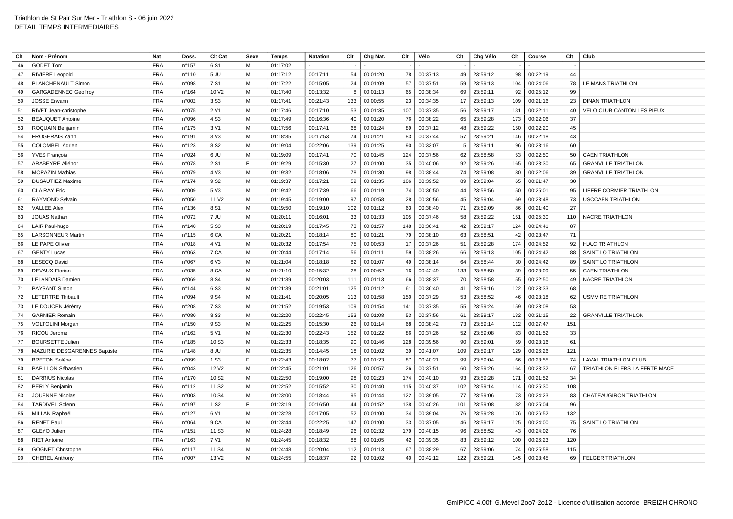Triathlon de St Pair Sur Mer - Triathlon S - 06 juin 2022
DETAIL TEMPS INTERMEDIAIRES

| Clt | Nom - Prénom | Nat | Doss. | Clt Cat | Sexe | Temps | Natation | Clt | Chg Nat. | Clt | Vélo | Clt | Chg Vélo | Clt | Course | Clt | Club |
|---|---|---|---|---|---|---|---|---|---|---|---|---|---|---|---|---|---|
| 46 | GODET Tom | FRA | n°157 | 6 S1 | M | 01:17:02 | - | - | - | - | - | - | - | - | - | - | |
| 47 | RIVIERE Leopold | FRA | n°110 | 5 JU | M | 01:17:12 | 00:17:11 | 54 | 00:01:20 | 78 | 00:37:13 | 49 | 23:59:12 | 98 | 00:22:19 | 44 | |
| 48 | PLANCHENAULT Simon | FRA | n°098 | 7 S1 | M | 01:17:22 | 00:15:05 | 24 | 00:01:09 | 57 | 00:37:51 | 59 | 23:59:13 | 104 | 00:24:06 | 78 | LE MANS TRIATHLON |
| 49 | GARGADENNEC Geoffroy | FRA | n°164 | 10 V2 | M | 01:17:40 | 00:13:32 | 8 | 00:01:13 | 65 | 00:38:34 | 69 | 23:59:11 | 92 | 00:25:12 | 99 | |
| 50 | JOSSE Erwann | FRA | n°002 | 3 S3 | M | 01:17:41 | 00:21:43 | 133 | 00:00:55 | 23 | 00:34:35 | 17 | 23:59:13 | 109 | 00:21:16 | 23 | DINAN TRIATHLON |
| 51 | RIVET Jean-christophe | FRA | n°075 | 2 V1 | M | 01:17:46 | 00:17:10 | 53 | 00:01:35 | 107 | 00:37:35 | 56 | 23:59:17 | 131 | 00:22:11 | 40 | VELO CLUB CANTON LES PIEUX |
| 52 | BEAUQUET Antoine | FRA | n°096 | 4 S3 | M | 01:17:49 | 00:16:36 | 40 | 00:01:20 | 76 | 00:38:22 | 65 | 23:59:28 | 173 | 00:22:06 | 37 | |
| 53 | ROQUAIN Benjamin | FRA | n°175 | 3 V1 | M | 01:17:56 | 00:17:41 | 68 | 00:01:24 | 89 | 00:37:12 | 48 | 23:59:22 | 150 | 00:22:20 | 45 | |
| 54 | FROGERAIS Yann | FRA | n°191 | 3 V3 | M | 01:18:35 | 00:17:53 | 74 | 00:01:21 | 83 | 00:37:44 | 57 | 23:59:21 | 146 | 00:22:18 | 43 | |
| 55 | COLOMBEL Adrien | FRA | n°123 | 8 S2 | M | 01:19:04 | 00:22:06 | 139 | 00:01:25 | 90 | 00:33:07 | 5 | 23:59:11 | 96 | 00:23:16 | 60 | |
| 56 | YVES François | FRA | n°024 | 6 JU | M | 01:19:09 | 00:17:41 | 70 | 00:01:45 | 124 | 00:37:56 | 62 | 23:58:58 | 53 | 00:22:50 | 50 | CAEN TRIATHLON |
| 57 | ARABEYRE Aliénor | FRA | n°078 | 2 S1 | F | 01:19:29 | 00:15:30 | 27 | 00:01:00 | 35 | 00:40:06 | 92 | 23:59:26 | 165 | 00:23:30 | 65 | GRANVILLE TRIATHLON |
| 58 | MORAZIN Mathias | FRA | n°079 | 4 V3 | M | 01:19:32 | 00:18:06 | 78 | 00:01:30 | 98 | 00:38:44 | 74 | 23:59:08 | 80 | 00:22:06 | 39 | GRANVILLE TRIATHLON |
| 59 | DUSAUTIEZ Maxime | FRA | n°174 | 9 S2 | M | 01:19:37 | 00:17:21 | 59 | 00:01:35 | 106 | 00:39:52 | 89 | 23:59:04 | 65 | 00:21:47 | 30 | |
| 60 | CLAIRAY Eric | FRA | n°009 | 5 V3 | M | 01:19:42 | 00:17:39 | 66 | 00:01:19 | 74 | 00:36:50 | 44 | 23:58:56 | 50 | 00:25:01 | 95 | LIFFRE CORMIER TRIATHLON |
| 61 | RAYMOND Sylvain | FRA | n°050 | 11 V2 | M | 01:19:45 | 00:19:00 | 97 | 00:00:58 | 28 | 00:36:56 | 45 | 23:59:04 | 69 | 00:23:48 | 73 | USCCAEN TRIATHLON |
| 62 | VALLEE Alex | FRA | n°136 | 8 S1 | M | 01:19:50 | 00:19:10 | 102 | 00:01:12 | 63 | 00:38:40 | 71 | 23:59:09 | 86 | 00:21:40 | 27 | |
| 63 | JOUAS Nathan | FRA | n°072 | 7 JU | M | 01:20:11 | 00:16:01 | 33 | 00:01:33 | 105 | 00:37:46 | 58 | 23:59:22 | 151 | 00:25:30 | 110 | NACRE TRIATHLON |
| 64 | LAIR Paul-hugo | FRA | n°140 | 5 S3 | M | 01:20:19 | 00:17:45 | 73 | 00:01:57 | 148 | 00:36:41 | 42 | 23:59:17 | 124 | 00:24:41 | 87 | |
| 65 | LARSONNEUR Martin | FRA | n°115 | 6 CA | M | 01:20:21 | 00:18:14 | 80 | 00:01:21 | 79 | 00:38:10 | 63 | 23:58:51 | 42 | 00:23:47 | 71 | |
| 66 | LE PAPE Olivier | FRA | n°018 | 4 V1 | M | 01:20:32 | 00:17:54 | 75 | 00:00:53 | 17 | 00:37:26 | 51 | 23:59:28 | 174 | 00:24:52 | 92 | H.A.C TRIATHLON |
| 67 | GENTY Lucas | FRA | n°063 | 7 CA | M | 01:20:44 | 00:17:14 | 56 | 00:01:11 | 59 | 00:38:26 | 66 | 23:59:13 | 105 | 00:24:42 | 88 | SAINT LO TRIATHLON |
| 68 | LESECQ David | FRA | n°067 | 6 V3 | M | 01:21:04 | 00:18:18 | 82 | 00:01:07 | 49 | 00:38:14 | 64 | 23:58:44 | 30 | 00:24:42 | 89 | SAINT LO TRIATHLON |
| 69 | DEVAUX Florian | FRA | n°035 | 8 CA | M | 01:21:10 | 00:15:32 | 28 | 00:00:52 | 16 | 00:42:49 | 133 | 23:58:50 | 39 | 00:23:09 | 55 | CAEN TRIATHLON |
| 70 | LELANDAIS Damien | FRA | n°069 | 8 S4 | M | 01:21:39 | 00:20:03 | 111 | 00:01:13 | 66 | 00:38:37 | 70 | 23:58:58 | 55 | 00:22:50 | 49 | NACRE TRIATHLON |
| 71 | PAYSANT Simon | FRA | n°144 | 6 S3 | M | 01:21:39 | 00:21:01 | 125 | 00:01:12 | 61 | 00:36:40 | 41 | 23:59:16 | 122 | 00:23:33 | 68 | |
| 72 | LETERTRE Thibault | FRA | n°094 | 9 S4 | M | 01:21:41 | 00:20:05 | 113 | 00:01:58 | 150 | 00:37:29 | 53 | 23:58:52 | 46 | 00:23:18 | 62 | USMVIRE TRIATHLON |
| 73 | LE DOUCEN Jérémy | FRA | n°208 | 7 S3 | M | 01:21:52 | 00:19:53 | 109 | 00:01:54 | 141 | 00:37:35 | 55 | 23:59:24 | 159 | 00:23:08 | 53 | |
| 74 | GARNIER Romain | FRA | n°080 | 8 S3 | M | 01:22:20 | 00:22:45 | 153 | 00:01:08 | 53 | 00:37:56 | 61 | 23:59:17 | 132 | 00:21:15 | 22 | GRANVILLE TRIATHLON |
| 75 | VOLTOLINI Morgan | FRA | n°150 | 9 S3 | M | 01:22:25 | 00:15:30 | 26 | 00:01:14 | 68 | 00:38:42 | 73 | 23:59:14 | 112 | 00:27:47 | 151 | |
| 76 | RICOU Jerome | FRA | n°162 | 5 V1 | M | 01:22:30 | 00:22:43 | 152 | 00:01:22 | 86 | 00:37:26 | 52 | 23:59:08 | 83 | 00:21:52 | 33 | |
| 77 | BOURSETTE Julien | FRA | n°185 | 10 S3 | M | 01:22:33 | 00:18:35 | 90 | 00:01:46 | 128 | 00:39:56 | 90 | 23:59:01 | 59 | 00:23:16 | 61 | |
| 78 | MAZURIE DESGARENNES Baptiste | FRA | n°148 | 8 JU | M | 01:22:35 | 00:14:45 | 18 | 00:01:02 | 39 | 00:41:07 | 109 | 23:59:17 | 129 | 00:26:26 | 121 | |
| 79 | BRETON Solène | FRA | n°099 | 1 S3 | F | 01:22:43 | 00:18:02 | 77 | 00:01:23 | 87 | 00:40:21 | 99 | 23:59:04 | 66 | 00:23:55 | 74 | LAVAL TRIATHLON CLUB |
| 80 | PAPILLON Sébastien | FRA | n°043 | 12 V2 | M | 01:22:45 | 00:21:01 | 126 | 00:00:57 | 26 | 00:37:51 | 60 | 23:59:26 | 164 | 00:23:32 | 67 | TRIATHLON FLERS LA FERTE MACE |
| 81 | DARRIUS Nicolas | FRA | n°170 | 10 S2 | M | 01:22:50 | 00:19:00 | 98 | 00:02:23 | 174 | 00:40:10 | 93 | 23:59:28 | 171 | 00:21:52 | 34 | |
| 82 | PERLY Benjamin | FRA | n°112 | 11 S2 | M | 01:22:52 | 00:15:52 | 30 | 00:01:40 | 115 | 00:40:37 | 102 | 23:59:14 | 114 | 00:25:30 | 108 | |
| 83 | JOUENNE Nicolas | FRA | n°003 | 10 S4 | M | 01:23:00 | 00:18:44 | 95 | 00:01:44 | 122 | 00:39:05 | 77 | 23:59:06 | 73 | 00:24:23 | 83 | CHATEAUGIRON TRIATHLON |
| 84 | TARDIVEL Solenn | FRA | n°197 | 1 S2 | F | 01:23:19 | 00:16:50 | 44 | 00:01:52 | 138 | 00:40:26 | 101 | 23:59:08 | 82 | 00:25:04 | 96 | |
| 85 | MILLAN Raphaël | FRA | n°127 | 6 V1 | M | 01:23:28 | 00:17:05 | 52 | 00:01:00 | 34 | 00:39:04 | 76 | 23:59:28 | 176 | 00:26:52 | 132 | |
| 86 | RENET Paul | FRA | n°064 | 9 CA | M | 01:23:44 | 00:22:25 | 147 | 00:01:00 | 33 | 00:37:05 | 46 | 23:59:17 | 125 | 00:24:00 | 75 | SAINT LO TRIATHLON |
| 87 | GLEYO Julien | FRA | n°151 | 11 S3 | M | 01:24:28 | 00:18:49 | 96 | 00:02:32 | 179 | 00:40:15 | 96 | 23:58:52 | 43 | 00:24:02 | 76 | |
| 88 | RIET Antoine | FRA | n°163 | 7 V1 | M | 01:24:45 | 00:18:32 | 88 | 00:01:05 | 42 | 00:39:35 | 83 | 23:59:12 | 100 | 00:26:23 | 120 | |
| 89 | GOGNET Christophe | FRA | n°117 | 11 S4 | M | 01:24:48 | 00:20:04 | 112 | 00:01:13 | 67 | 00:38:29 | 67 | 23:59:06 | 74 | 00:25:58 | 115 | |
| 90 | CHEREL Anthony | FRA | n°007 | 13 V2 | M | 01:24:55 | 00:18:37 | 92 | 00:01:02 | 40 | 00:42:12 | 122 | 23:59:21 | 145 | 00:23:45 | 69 | FELGER TRIATHLON |

GmIPICO 4.00f G.Mevel 2oo7-2o12 - Licence d'utilisation accorde BREIZH CHRONO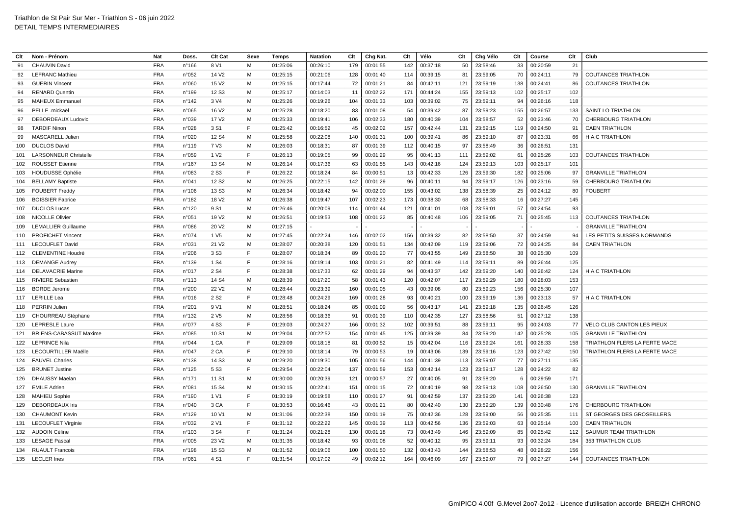# Triathlon de St Pair Sur Mer - Triathlon S - 06 juin 2022

## DETAIL TEMPS INTERMEDIAIRES

| Clt | Nom - Prénom | Nat | Doss. | Clt Cat | Sexe | Temps | Natation | Clt | Chg Nat. | Clt | Vélo | Clt | Chg Vélo | Clt | Course | Clt | Club |
|---|---|---|---|---|---|---|---|---|---|---|---|---|---|---|---|---|---|
| 91 | CHAUVIN David | FRA | n°166 | 8 V1 | M | 01:25:06 | 00:26:10 | 179 | 00:01:55 | 142 | 00:37:18 | 50 | 23:58:46 | 33 | 00:20:59 | 21 | |
| 92 | LEFRANC Mathieu | FRA | n°052 | 14 V2 | M | 01:25:15 | 00:21:06 | 128 | 00:01:40 | 114 | 00:39:15 | 81 | 23:59:05 | 70 | 00:24:11 | 79 | COUTANCES TRIATHLON |
| 93 | GUERIN Vincent | FRA | n°060 | 15 V2 | M | 01:25:15 | 00:17:44 | 72 | 00:01:21 | 84 | 00:42:11 | 121 | 23:59:19 | 138 | 00:24:41 | 86 | COUTANCES TRIATHLON |
| 94 | RENARD Quentin | FRA | n°199 | 12 S3 | M | 01:25:17 | 00:14:03 | 11 | 00:02:22 | 171 | 00:44:24 | 155 | 23:59:13 | 102 | 00:25:17 | 102 | |
| 95 | MAHEUX Emmanuel | FRA | n°142 | 3 V4 | M | 01:25:26 | 00:19:26 | 104 | 00:01:33 | 103 | 00:39:02 | 75 | 23:59:11 | 94 | 00:26:16 | 118 | |
| 96 | PELLE .mickaël | FRA | n°065 | 16 V2 | M | 01:25:28 | 00:18:20 | 83 | 00:01:08 | 54 | 00:39:42 | 87 | 23:59:23 | 155 | 00:26:57 | 133 | SAINT LO TRIATHLON |
| 97 | DEBORDEAUX Ludovic | FRA | n°039 | 17 V2 | M | 01:25:33 | 00:19:41 | 106 | 00:02:33 | 180 | 00:40:39 | 104 | 23:58:57 | 52 | 00:23:46 | 70 | CHERBOURG TRIATHLON |
| 98 | TARDIF Ninon | FRA | n°028 | 3 S1 | F | 01:25:42 | 00:16:52 | 45 | 00:02:02 | 157 | 00:42:44 | 131 | 23:59:15 | 119 | 00:24:50 | 91 | CAEN TRIATHLON |
| 99 | MASCARELL Julien | FRA | n°020 | 12 S4 | M | 01:25:58 | 00:22:08 | 140 | 00:01:31 | 100 | 00:39:41 | 86 | 23:59:10 | 87 | 00:23:31 | 66 | H.A.C TRIATHLON |
| 100 | DUCLOS David | FRA | n°119 | 7 V3 | M | 01:26:03 | 00:18:31 | 87 | 00:01:39 | 112 | 00:40:15 | 97 | 23:58:49 | 36 | 00:26:51 | 131 | |
| 101 | LARSONNEUR Christelle | FRA | n°059 | 1 V2 | F | 01:26:13 | 00:19:05 | 99 | 00:01:29 | 95 | 00:41:13 | 111 | 23:59:02 | 61 | 00:25:26 | 103 | COUTANCES TRIATHLON |
| 102 | ROUSSET Etienne | FRA | n°167 | 13 S4 | M | 01:26:14 | 00:17:36 | 63 | 00:01:55 | 143 | 00:42:16 | 124 | 23:59:13 | 103 | 00:25:17 | 101 | |
| 103 | HOUDUSSE Ophélie | FRA | n°083 | 2 S3 | F | 01:26:22 | 00:18:24 | 84 | 00:00:51 | 13 | 00:42:33 | 126 | 23:59:30 | 182 | 00:25:06 | 97 | GRANVILLE TRIATHLON |
| 104 | BELLAMY Baptiste | FRA | n°041 | 12 S2 | M | 01:26:25 | 00:22:15 | 142 | 00:01:29 | 96 | 00:40:11 | 94 | 23:59:17 | 126 | 00:23:16 | 59 | CHERBOURG TRIATHLON |
| 105 | FOUBERT Freddy | FRA | n°106 | 13 S3 | M | 01:26:34 | 00:18:42 | 94 | 00:02:00 | 155 | 00:43:02 | 138 | 23:58:39 | 25 | 00:24:12 | 80 | FOUBERT |
| 106 | BOISSIER Fabrice | FRA | n°182 | 18 V2 | M | 01:26:38 | 00:19:47 | 107 | 00:02:23 | 173 | 00:38:30 | 68 | 23:58:33 | 16 | 00:27:27 | 145 | |
| 107 | DUCLOS Lucas | FRA | n°120 | 9 S1 | M | 01:26:46 | 00:20:09 | 114 | 00:01:44 | 121 | 00:41:01 | 108 | 23:59:01 | 57 | 00:24:54 | 93 | |
| 108 | NICOLLE Olivier | FRA | n°051 | 19 V2 | M | 01:26:51 | 00:19:53 | 108 | 00:01:22 | 85 | 00:40:48 | 106 | 23:59:05 | 71 | 00:25:45 | 113 | COUTANCES TRIATHLON |
| 109 | LEMALLIER Guillaume | FRA | n°086 | 20 V2 | M | 01:27:15 | - | - | - | - | - | - | - | - | - | - | GRANVILLE TRIATHLON |
| 110 | PROFICHET Vincent | FRA | n°074 | 1 V5 | M | 01:27:45 | 00:22:24 | 146 | 00:02:02 | 156 | 00:39:32 | 82 | 23:58:50 | 37 | 00:24:59 | 94 | LES PETITS SUISSES NORMANDS |
| 111 | LECOUFLET David | FRA | n°031 | 21 V2 | M | 01:28:07 | 00:20:38 | 120 | 00:01:51 | 134 | 00:42:09 | 119 | 23:59:06 | 72 | 00:24:25 | 84 | CAEN TRIATHLON |
| 112 | CLEMENTINE Houdré | FRA | n°206 | 3 S3 | F | 01:28:07 | 00:18:34 | 89 | 00:01:20 | 77 | 00:43:55 | 149 | 23:58:50 | 38 | 00:25:30 | 109 | |
| 113 | DEMANGE Audrey | FRA | n°139 | 1 S4 | F | 01:28:16 | 00:19:14 | 103 | 00:01:21 | 82 | 00:41:49 | 114 | 23:59:11 | 89 | 00:26:44 | 125 | |
| 114 | DELAVACRIE Marine | FRA | n°017 | 2 S4 | F | 01:28:38 | 00:17:33 | 62 | 00:01:29 | 94 | 00:43:37 | 142 | 23:59:20 | 140 | 00:26:42 | 124 | H.A.C TRIATHLON |
| 115 | RIVIERE Sebastien | FRA | n°113 | 14 S4 | M | 01:28:39 | 00:17:20 | 58 | 00:01:43 | 120 | 00:42:07 | 117 | 23:59:29 | 180 | 00:28:03 | 153 | |
| 116 | BORDE Jerome | FRA | n°200 | 22 V2 | M | 01:28:44 | 00:23:39 | 160 | 00:01:05 | 43 | 00:39:08 | 80 | 23:59:23 | 156 | 00:25:30 | 107 | |
| 117 | LERILLE Lea | FRA | n°016 | 2 S2 | F | 01:28:48 | 00:24:29 | 169 | 00:01:28 | 93 | 00:40:21 | 100 | 23:59:19 | 136 | 00:23:13 | 57 | H.A.C TRIATHLON |
| 118 | PERRIN Julien | FRA | n°201 | 9 V1 | M | 01:28:51 | 00:18:24 | 85 | 00:01:09 | 56 | 00:43:17 | 141 | 23:59:18 | 135 | 00:26:45 | 126 | |
| 119 | CHOURREAU Stéphane | FRA | n°132 | 2 V5 | M | 01:28:56 | 00:18:36 | 91 | 00:01:39 | 110 | 00:42:35 | 127 | 23:58:56 | 51 | 00:27:12 | 138 | |
| 120 | LEPRESLE Laure | FRA | n°077 | 4 S3 | F | 01:29:03 | 00:24:27 | 166 | 00:01:32 | 102 | 00:39:51 | 88 | 23:59:11 | 95 | 00:24:03 | 77 | VELO CLUB CANTON LES PIEUX |
| 121 | BRIENS-CABASSUT Maxime | FRA | n°085 | 10 S1 | M | 01:29:04 | 00:22:52 | 154 | 00:01:45 | 125 | 00:39:39 | 84 | 23:59:20 | 142 | 00:25:28 | 105 | GRANVILLE TRIATHLON |
| 122 | LEPRINCE Nila | FRA | n°044 | 1 CA | F | 01:29:09 | 00:18:18 | 81 | 00:00:52 | 15 | 00:42:04 | 116 | 23:59:24 | 161 | 00:28:33 | 158 | TRIATHLON FLERS LA FERTE MACE |
| 123 | LECOURTILLER Maëlle | FRA | n°047 | 2 CA | F | 01:29:10 | 00:18:14 | 79 | 00:00:53 | 19 | 00:43:06 | 139 | 23:59:16 | 123 | 00:27:42 | 150 | TRIATHLON FLERS LA FERTE MACE |
| 124 | FAUVEL Charles | FRA | n°138 | 14 S3 | M | 01:29:20 | 00:19:30 | 105 | 00:01:56 | 144 | 00:41:39 | 113 | 23:59:07 | 77 | 00:27:11 | 135 | |
| 125 | BRUNET Justine | FRA | n°125 | 5 S3 | F | 01:29:54 | 00:22:04 | 137 | 00:01:59 | 153 | 00:42:14 | 123 | 23:59:17 | 128 | 00:24:22 | 82 | |
| 126 | DHAUSSY Maelan | FRA | n°171 | 11 S1 | M | 01:30:00 | 00:20:39 | 121 | 00:00:57 | 27 | 00:40:05 | 91 | 23:58:20 | 6 | 00:29:59 | 171 | |
| 127 | EMILE Adrien | FRA | n°081 | 15 S4 | M | 01:30:15 | 00:22:41 | 151 | 00:01:15 | 72 | 00:40:19 | 98 | 23:59:13 | 108 | 00:26:50 | 130 | GRANVILLE TRIATHLON |
| 128 | MAHIEU Sophie | FRA | n°190 | 1 V1 | F | 01:30:19 | 00:19:58 | 110 | 00:01:27 | 91 | 00:42:59 | 137 | 23:59:20 | 141 | 00:26:38 | 123 | |
| 129 | DEBORDEAUX Iris | FRA | n°040 | 3 CA | F | 01:30:53 | 00:16:46 | 43 | 00:01:21 | 80 | 00:42:40 | 130 | 23:59:20 | 139 | 00:30:48 | 176 | CHERBOURG TRIATHLON |
| 130 | CHAUMONT Kevin | FRA | n°129 | 10 V1 | M | 01:31:06 | 00:22:38 | 150 | 00:01:19 | 75 | 00:42:36 | 128 | 23:59:00 | 56 | 00:25:35 | 111 | ST GEORGES DES GROSEILLERS |
| 131 | LECOUFLET Virginie | FRA | n°032 | 2 V1 | F | 01:31:12 | 00:22:22 | 145 | 00:01:39 | 113 | 00:42:56 | 136 | 23:59:03 | 63 | 00:25:14 | 100 | CAEN TRIATHLON |
| 132 | AUDOIN Céline | FRA | n°103 | 3 S4 | F | 01:31:24 | 00:21:28 | 130 | 00:01:18 | 73 | 00:43:49 | 146 | 23:59:09 | 85 | 00:25:42 | 112 | SAUMUR TEAM TRIATHLON |
| 133 | LESAGE Pascal | FRA | n°005 | 23 V2 | M | 01:31:35 | 00:18:42 | 93 | 00:01:08 | 52 | 00:40:12 | 95 | 23:59:11 | 93 | 00:32:24 | 184 | 353 TRIATHLON CLUB |
| 134 | RUAULT Francois | FRA | n°198 | 15 S3 | M | 01:31:52 | 00:19:06 | 100 | 00:01:50 | 132 | 00:43:43 | 144 | 23:58:53 | 48 | 00:28:22 | 156 | |
| 135 | LECLER Ines | FRA | n°061 | 4 S1 | F | 01:31:54 | 00:17:02 | 49 | 00:02:12 | 164 | 00:46:09 | 167 | 23:59:07 | 79 | 00:27:27 | 144 | COUTANCES TRIATHLON |

GmIPICO 4.00f G.Mevel 2oo7-2o12 - Licence d'utilisation accorde BREIZH CHRONO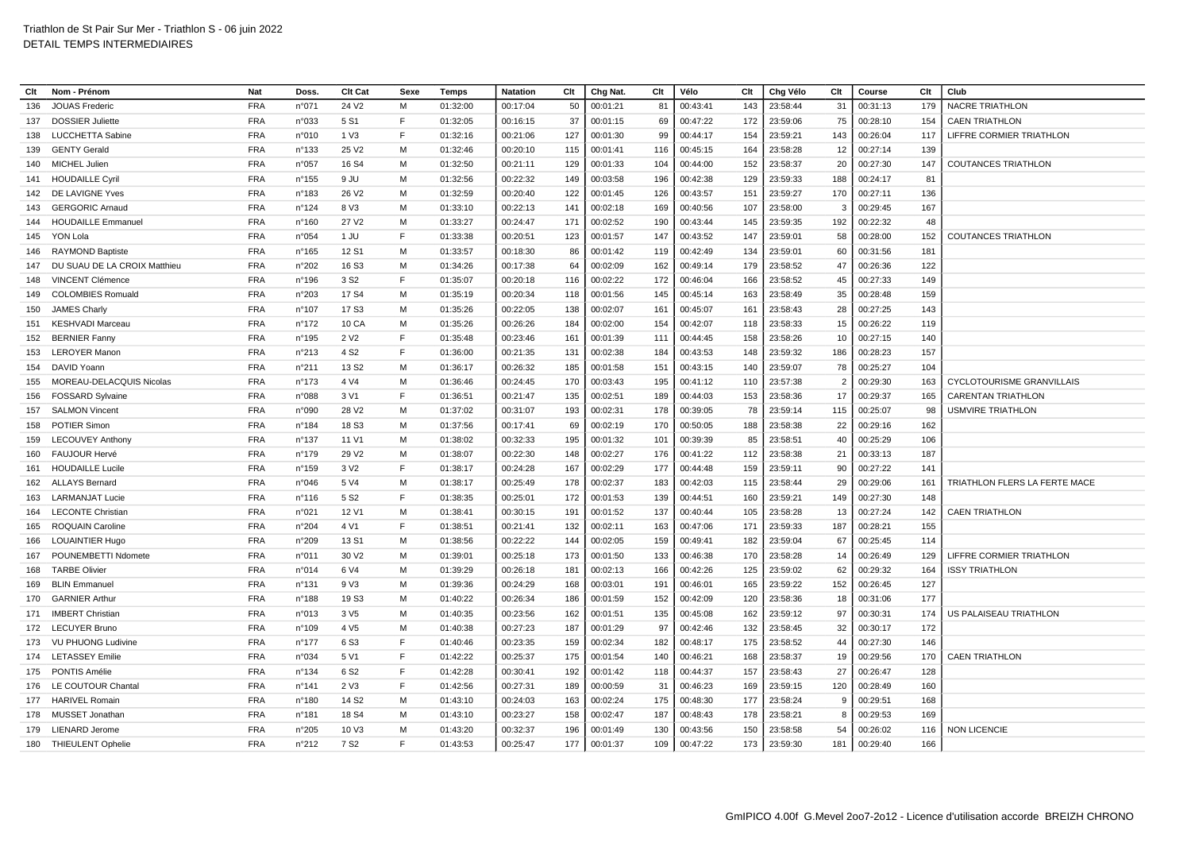Triathlon de St Pair Sur Mer - Triathlon S - 06 juin 2022
DETAIL TEMPS INTERMEDIAIRES

| Clt | Nom - Prénom | Nat | Doss. | Clt Cat | Sexe | Temps | Natation | Clt | Chg Nat. | Clt | Vélo | Clt | Chg Vélo | Clt | Course | Clt | Club |
|---|---|---|---|---|---|---|---|---|---|---|---|---|---|---|---|---|---|
| 136 | JOUAS Frederic | FRA | n°071 | 24 V2 | M | 01:32:00 | 00:17:04 | 50 | 00:01:21 | 81 | 00:43:41 | 143 | 23:58:44 | 31 | 00:31:13 | 179 | NACRE TRIATHLON |
| 137 | DOSSIER Juliette | FRA | n°033 | 5 S1 | F | 01:32:05 | 00:16:15 | 37 | 00:01:15 | 69 | 00:47:22 | 172 | 23:59:06 | 75 | 00:28:10 | 154 | CAEN TRIATHLON |
| 138 | LUCCHETTA Sabine | FRA | n°010 | 1 V3 | F | 01:32:16 | 00:21:06 | 127 | 00:01:30 | 99 | 00:44:17 | 154 | 23:59:21 | 143 | 00:26:04 | 117 | LIFFRE CORMIER TRIATHLON |
| 139 | GENTY Gerald | FRA | n°133 | 25 V2 | M | 01:32:46 | 00:20:10 | 115 | 00:01:41 | 116 | 00:45:15 | 164 | 23:58:28 | 12 | 00:27:14 | 139 | |
| 140 | MICHEL Julien | FRA | n°057 | 16 S4 | M | 01:32:50 | 00:21:11 | 129 | 00:01:33 | 104 | 00:44:00 | 152 | 23:58:37 | 20 | 00:27:30 | 147 | COUTANCES TRIATHLON |
| 141 | HOUDAILLE Cyril | FRA | n°155 | 9 JU | M | 01:32:56 | 00:22:32 | 149 | 00:03:58 | 196 | 00:42:38 | 129 | 23:59:33 | 188 | 00:24:17 | 81 | |
| 142 | DE LAVIGNE Yves | FRA | n°183 | 26 V2 | M | 01:32:59 | 00:20:40 | 122 | 00:01:45 | 126 | 00:43:57 | 151 | 23:59:27 | 170 | 00:27:11 | 136 | |
| 143 | GERGORIC Arnaud | FRA | n°124 | 8 V3 | M | 01:33:10 | 00:22:13 | 141 | 00:02:18 | 169 | 00:40:56 | 107 | 23:58:00 | 3 | 00:29:45 | 167 | |
| 144 | HOUDAILLE Emmanuel | FRA | n°160 | 27 V2 | M | 01:33:27 | 00:24:47 | 171 | 00:02:52 | 190 | 00:43:44 | 145 | 23:59:35 | 192 | 00:22:32 | 48 | |
| 145 | YON Lola | FRA | n°054 | 1 JU | F | 01:33:38 | 00:20:51 | 123 | 00:01:57 | 147 | 00:43:52 | 147 | 23:59:01 | 58 | 00:28:00 | 152 | COUTANCES TRIATHLON |
| 146 | RAYMOND Baptiste | FRA | n°165 | 12 S1 | M | 01:33:57 | 00:18:30 | 86 | 00:01:42 | 119 | 00:42:49 | 134 | 23:59:01 | 60 | 00:31:56 | 181 | |
| 147 | DU SUAU DE LA CROIX Matthieu | FRA | n°202 | 16 S3 | M | 01:34:26 | 00:17:38 | 64 | 00:02:09 | 162 | 00:49:14 | 179 | 23:58:52 | 47 | 00:26:36 | 122 | |
| 148 | VINCENT Clémence | FRA | n°196 | 3 S2 | F | 01:35:07 | 00:20:18 | 116 | 00:02:22 | 172 | 00:46:04 | 166 | 23:58:52 | 45 | 00:27:33 | 149 | |
| 149 | COLOMBIES Romuald | FRA | n°203 | 17 S4 | M | 01:35:19 | 00:20:34 | 118 | 00:01:56 | 145 | 00:45:14 | 163 | 23:58:49 | 35 | 00:28:48 | 159 | |
| 150 | JAMES Charly | FRA | n°107 | 17 S3 | M | 01:35:26 | 00:22:05 | 138 | 00:02:07 | 161 | 00:45:07 | 161 | 23:58:43 | 28 | 00:27:25 | 143 | |
| 151 | KESHVADI Marceau | FRA | n°172 | 10 CA | M | 01:35:26 | 00:26:26 | 184 | 00:02:00 | 154 | 00:42:07 | 118 | 23:58:33 | 15 | 00:26:22 | 119 | |
| 152 | BERNIER Fanny | FRA | n°195 | 2 V2 | F | 01:35:48 | 00:23:46 | 161 | 00:01:39 | 111 | 00:44:45 | 158 | 23:58:26 | 10 | 00:27:15 | 140 | |
| 153 | LEROYER Manon | FRA | n°213 | 4 S2 | F | 01:36:00 | 00:21:35 | 131 | 00:02:38 | 184 | 00:43:53 | 148 | 23:59:32 | 186 | 00:28:23 | 157 | |
| 154 | DAVID Yoann | FRA | n°211 | 13 S2 | M | 01:36:17 | 00:26:32 | 185 | 00:01:58 | 151 | 00:43:15 | 140 | 23:59:07 | 78 | 00:25:27 | 104 | |
| 155 | MOREAU-DELACQUIS Nicolas | FRA | n°173 | 4 V4 | M | 01:36:46 | 00:24:45 | 170 | 00:03:43 | 195 | 00:41:12 | 110 | 23:57:38 | 2 | 00:29:30 | 163 | CYCLOTOURISME GRANVILLAIS |
| 156 | FOSSARD Sylvaine | FRA | n°088 | 3 V1 | F | 01:36:51 | 00:21:47 | 135 | 00:02:51 | 189 | 00:44:03 | 153 | 23:58:36 | 17 | 00:29:37 | 165 | CARENTAN TRIATHLON |
| 157 | SALMON Vincent | FRA | n°090 | 28 V2 | M | 01:37:02 | 00:31:07 | 193 | 00:02:31 | 178 | 00:39:05 | 78 | 23:59:14 | 115 | 00:25:07 | 98 | USMVIRE TRIATHLON |
| 158 | POTIER Simon | FRA | n°184 | 18 S3 | M | 01:37:56 | 00:17:41 | 69 | 00:02:19 | 170 | 00:50:05 | 188 | 23:58:38 | 22 | 00:29:16 | 162 | |
| 159 | LECOUVEY Anthony | FRA | n°137 | 11 V1 | M | 01:38:02 | 00:32:33 | 195 | 00:01:32 | 101 | 00:39:39 | 85 | 23:58:51 | 40 | 00:25:29 | 106 | |
| 160 | FAUJOUR Hervé | FRA | n°179 | 29 V2 | M | 01:38:07 | 00:22:30 | 148 | 00:02:27 | 176 | 00:41:22 | 112 | 23:58:38 | 21 | 00:33:13 | 187 | |
| 161 | HOUDAILLE Lucile | FRA | n°159 | 3 V2 | F | 01:38:17 | 00:24:28 | 167 | 00:02:29 | 177 | 00:44:48 | 159 | 23:59:11 | 90 | 00:27:22 | 141 | |
| 162 | ALLAYS Bernard | FRA | n°046 | 5 V4 | M | 01:38:17 | 00:25:49 | 178 | 00:02:37 | 183 | 00:42:03 | 115 | 23:58:44 | 29 | 00:29:06 | 161 | TRIATHLON FLERS LA FERTE MACE |
| 163 | LARMANJAT Lucie | FRA | n°116 | 5 S2 | F | 01:38:35 | 00:25:01 | 172 | 00:01:53 | 139 | 00:44:51 | 160 | 23:59:21 | 149 | 00:27:30 | 148 | |
| 164 | LECONTE Christian | FRA | n°021 | 12 V1 | M | 01:38:41 | 00:30:15 | 191 | 00:01:52 | 137 | 00:40:44 | 105 | 23:58:28 | 13 | 00:27:24 | 142 | CAEN TRIATHLON |
| 165 | ROQUAIN Caroline | FRA | n°204 | 4 V1 | F | 01:38:51 | 00:21:41 | 132 | 00:02:11 | 163 | 00:47:06 | 171 | 23:59:33 | 187 | 00:28:21 | 155 | |
| 166 | LOUAINTIER Hugo | FRA | n°209 | 13 S1 | M | 01:38:56 | 00:22:22 | 144 | 00:02:05 | 159 | 00:49:41 | 182 | 23:59:04 | 67 | 00:25:45 | 114 | |
| 167 | POUNEMBETTI Ndomete | FRA | n°011 | 30 V2 | M | 01:39:01 | 00:25:18 | 173 | 00:01:50 | 133 | 00:46:38 | 170 | 23:58:28 | 14 | 00:26:49 | 129 | LIFFRE CORMIER TRIATHLON |
| 168 | TARBE Olivier | FRA | n°014 | 6 V4 | M | 01:39:29 | 00:26:18 | 181 | 00:02:13 | 166 | 00:42:26 | 125 | 23:59:02 | 62 | 00:29:32 | 164 | ISSY TRIATHLON |
| 169 | BLIN Emmanuel | FRA | n°131 | 9 V3 | M | 01:39:36 | 00:24:29 | 168 | 00:03:01 | 191 | 00:46:01 | 165 | 23:59:22 | 152 | 00:26:45 | 127 | |
| 170 | GARNIER Arthur | FRA | n°188 | 19 S3 | M | 01:40:22 | 00:26:34 | 186 | 00:01:59 | 152 | 00:42:09 | 120 | 23:58:36 | 18 | 00:31:06 | 177 | |
| 171 | IMBERT Christian | FRA | n°013 | 3 V5 | M | 01:40:35 | 00:23:56 | 162 | 00:01:51 | 135 | 00:45:08 | 162 | 23:59:12 | 97 | 00:30:31 | 174 | US PALAISEAU TRIATHLON |
| 172 | LECUYER Bruno | FRA | n°109 | 4 V5 | M | 01:40:38 | 00:27:23 | 187 | 00:01:29 | 97 | 00:42:46 | 132 | 23:58:45 | 32 | 00:30:17 | 172 | |
| 173 | VU PHUONG Ludivine | FRA | n°177 | 6 S3 | F | 01:40:46 | 00:23:35 | 159 | 00:02:34 | 182 | 00:48:17 | 175 | 23:58:52 | 44 | 00:27:30 | 146 | |
| 174 | LETASSEY Emilie | FRA | n°034 | 5 V1 | F | 01:42:22 | 00:25:37 | 175 | 00:01:54 | 140 | 00:46:21 | 168 | 23:58:37 | 19 | 00:29:56 | 170 | CAEN TRIATHLON |
| 175 | PONTIS Amélie | FRA | n°134 | 6 S2 | F | 01:42:28 | 00:30:41 | 192 | 00:01:42 | 118 | 00:44:37 | 157 | 23:58:43 | 27 | 00:26:47 | 128 | |
| 176 | LE COUTOUR Chantal | FRA | n°141 | 2 V3 | F | 01:42:56 | 00:27:31 | 189 | 00:00:59 | 31 | 00:46:23 | 169 | 23:59:15 | 120 | 00:28:49 | 160 | |
| 177 | HARIVEL Romain | FRA | n°180 | 14 S2 | M | 01:43:10 | 00:24:03 | 163 | 00:02:24 | 175 | 00:48:30 | 177 | 23:58:24 | 9 | 00:29:51 | 168 | |
| 178 | MUSSET Jonathan | FRA | n°181 | 18 S4 | M | 01:43:10 | 00:23:27 | 158 | 00:02:47 | 187 | 00:48:43 | 178 | 23:58:21 | 8 | 00:29:53 | 169 | |
| 179 | LIENARD Jerome | FRA | n°205 | 10 V3 | M | 01:43:20 | 00:32:37 | 196 | 00:01:49 | 130 | 00:43:56 | 150 | 23:58:58 | 54 | 00:26:02 | 116 | NON LICENCIE |
| 180 | THIEULENT Ophelie | FRA | n°212 | 7 S2 | F | 01:43:53 | 00:25:47 | 177 | 00:01:37 | 109 | 00:47:22 | 173 | 23:59:30 | 181 | 00:29:40 | 166 | |

GmIPICO 4.00f G.Mevel 2oo7-2o12 - Licence d'utilisation accorde BREIZH CHRONO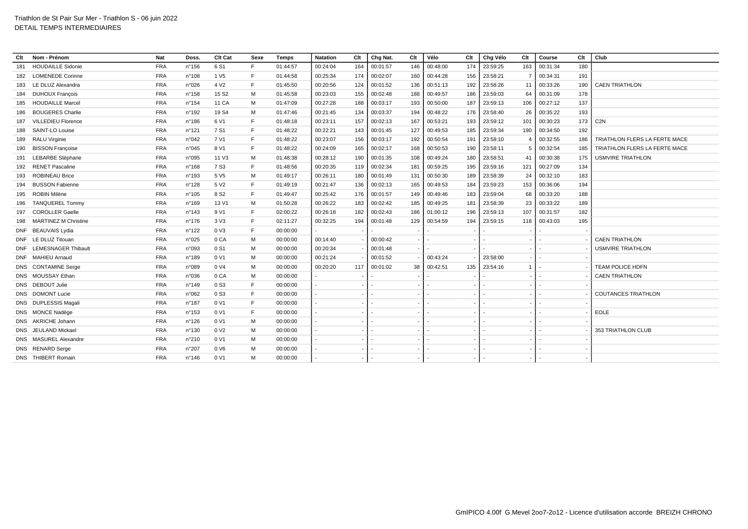Triathlon de St Pair Sur Mer - Triathlon S - 06 juin 2022
DETAIL TEMPS INTERMEDIAIRES

| Clt | Nom - Prénom | Nat | Doss. | Clt Cat | Sexe | Temps | Natation | Clt | Chg Nat. | Clt | Vélo | Clt | Chg Vélo | Clt | Course | Clt | Club |
|---|---|---|---|---|---|---|---|---|---|---|---|---|---|---|---|---|---|
| 181 | HOUDAILLE Sidonie | FRA | n°156 | 6 S1 | F | 01:44:57 | 00:24:04 | 164 | 00:01:57 | 146 | 00:48:00 | 174 | 23:59:25 | 163 | 00:31:34 | 180 | |
| 182 | LOMENEDE Corinne | FRA | n°108 | 1 V5 | F | 01:44:58 | 00:25:34 | 174 | 00:02:07 | 160 | 00:44:28 | 156 | 23:58:21 | 7 | 00:34:31 | 191 | |
| 183 | LE DLUZ Alexandra | FRA | n°026 | 4 V2 | F | 01:45:50 | 00:20:56 | 124 | 00:01:52 | 136 | 00:51:13 | 192 | 23:58:26 | 11 | 00:33:26 | 190 | CAEN TRIATHLON |
| 184 | DUHOUX François | FRA | n°158 | 15 S2 | M | 01:45:58 | 00:23:03 | 155 | 00:02:48 | 188 | 00:49:57 | 186 | 23:59:03 | 64 | 00:31:09 | 178 | |
| 185 | HOUDAILLE Marcel | FRA | n°154 | 11 CA | M | 01:47:09 | 00:27:28 | 188 | 00:03:17 | 193 | 00:50:00 | 187 | 23:59:13 | 106 | 00:27:12 | 137 | |
| 186 | BOUGERES Charlie | FRA | n°192 | 19 S4 | M | 01:47:46 | 00:21:45 | 134 | 00:03:37 | 194 | 00:48:22 | 176 | 23:58:40 | 26 | 00:35:22 | 193 | |
| 187 | VILLEDIEU Florence | FRA | n°186 | 6 V1 | F | 01:48:18 | 00:23:11 | 157 | 00:02:13 | 167 | 00:53:21 | 193 | 23:59:12 | 101 | 00:30:23 | 173 | C2N |
| 188 | SAINT-LO Louise | FRA | n°121 | 7 S1 | F | 01:48:22 | 00:22:21 | 143 | 00:01:45 | 127 | 00:49:53 | 185 | 23:59:34 | 190 | 00:34:50 | 192 | |
| 189 | RALU Virginie | FRA | n°042 | 7 V1 | F | 01:48:22 | 00:23:07 | 156 | 00:03:17 | 192 | 00:50:54 | 191 | 23:58:10 | 4 | 00:32:55 | 186 | TRIATHLON FLERS LA FERTE MACE |
| 190 | BISSON Françoise | FRA | n°045 | 8 V1 | F | 01:48:22 | 00:24:09 | 165 | 00:02:17 | 168 | 00:50:53 | 190 | 23:58:11 | 5 | 00:32:54 | 185 | TRIATHLON FLERS LA FERTE MACE |
| 191 | LEBARBE Stéphane | FRA | n°095 | 11 V3 | M | 01:48:38 | 00:28:12 | 190 | 00:01:35 | 108 | 00:49:24 | 180 | 23:58:51 | 41 | 00:30:38 | 175 | USMVIRE TRIATHLON |
| 192 | RENET Pascaline | FRA | n°168 | 7 S3 | F | 01:48:56 | 00:20:35 | 119 | 00:02:34 | 181 | 00:59:25 | 195 | 23:59:16 | 121 | 00:27:09 | 134 | |
| 193 | ROBINEAU Brice | FRA | n°193 | 5 V5 | M | 01:49:17 | 00:26:11 | 180 | 00:01:49 | 131 | 00:50:30 | 189 | 23:58:39 | 24 | 00:32:10 | 183 | |
| 194 | BUSSON Fabienne | FRA | n°128 | 5 V2 | F | 01:49:19 | 00:21:47 | 136 | 00:02:13 | 165 | 00:49:53 | 184 | 23:59:23 | 153 | 00:36:06 | 194 | |
| 195 | ROBIN Milène | FRA | n°105 | 8 S2 | F | 01:49:47 | 00:25:42 | 176 | 00:01:57 | 149 | 00:49:46 | 183 | 23:59:04 | 68 | 00:33:20 | 188 | |
| 196 | TANQUEREL Tommy | FRA | n°169 | 13 V1 | M | 01:50:28 | 00:26:22 | 183 | 00:02:42 | 185 | 00:49:25 | 181 | 23:58:39 | 23 | 00:33:22 | 189 | |
| 197 | COROLLER Gaelle | FRA | n°143 | 9 V1 | F | 02:00:22 | 00:26:18 | 182 | 00:02:43 | 186 | 01:00:12 | 196 | 23:59:13 | 107 | 00:31:57 | 182 | |
| 198 | MARTINEZ M Christine | FRA | n°176 | 3 V3 | F | 02:11:27 | 00:32:25 | 194 | 00:01:48 | 129 | 00:54:59 | 194 | 23:59:15 | 118 | 00:43:03 | 195 | |
| DNF | BEAUVAIS Lydia | FRA | n°122 | 0 V3 | F | 00:00:00 | - | - | - | - | - | - | - | - | - | - | |
| DNF | LE DLUZ Titouan | FRA | n°025 | 0 CA | M | 00:00:00 | 00:14:40 | - | 00:00:42 | - | - | - | - | - | - | - | CAEN TRIATHLON |
| DNF | LEMESNAGER Thibault | FRA | n°093 | 0 S1 | M | 00:00:00 | 00:20:34 | - | 00:01:48 | - | - | - | - | - | - | - | USMVIRE TRIATHLON |
| DNF | MAHIEU Arnaud | FRA | n°189 | 0 V1 | M | 00:00:00 | 00:21:24 | - | 00:01:52 | - | 00:43:24 | - | 23:58:00 | - | - | - | |
| DNS | CONTAMINE Serge | FRA | n°089 | 0 V4 | M | 00:00:00 | 00:20:20 | 117 | 00:01:02 | 38 | 00:42:51 | 135 | 23:54:16 | 1 | - | - | TEAM POLICE HDFN |
| DNS | MOUSSAY Ethan | FRA | n°036 | 0 CA | M | 00:00:00 | - | - | - | - | - | - | - | - | - | - | CAEN TRIATHLON |
| DNS | DEBOUT Julie | FRA | n°149 | 0 S3 | F | 00:00:00 | - | - | - | - | - | - | - | - | - | - | |
| DNS | DOMONT Lucie | FRA | n°062 | 0 S3 | F | 00:00:00 | - | - | - | - | - | - | - | - | - | - | COUTANCES TRIATHLON |
| DNS | DUPLESSIS Magali | FRA | n°187 | 0 V1 | F | 00:00:00 | - | - | - | - | - | - | - | - | - | - | |
| DNS | MONCE Nadège | FRA | n°153 | 0 V1 | F | 00:00:00 | - | - | - | - | - | - | - | - | - | - | EOLE |
| DNS | AKRICHE Johann | FRA | n°126 | 0 V1 | M | 00:00:00 | - | - | - | - | - | - | - | - | - | - | |
| DNS | JEULAND Mickael | FRA | n°130 | 0 V2 | M | 00:00:00 | - | - | - | - | - | - | - | - | - | - | 353 TRIATHLON CLUB |
| DNS | MASUREL Alexandre | FRA | n°210 | 0 V1 | M | 00:00:00 | - | - | - | - | - | - | - | - | - | - | |
| DNS | RENARD Serge | FRA | n°207 | 0 V6 | M | 00:00:00 | - | - | - | - | - | - | - | - | - | - | |
| DNS | THIBERT Romain | FRA | n°146 | 0 V1 | M | 00:00:00 | - | - | - | - | - | - | - | - | - | - | |